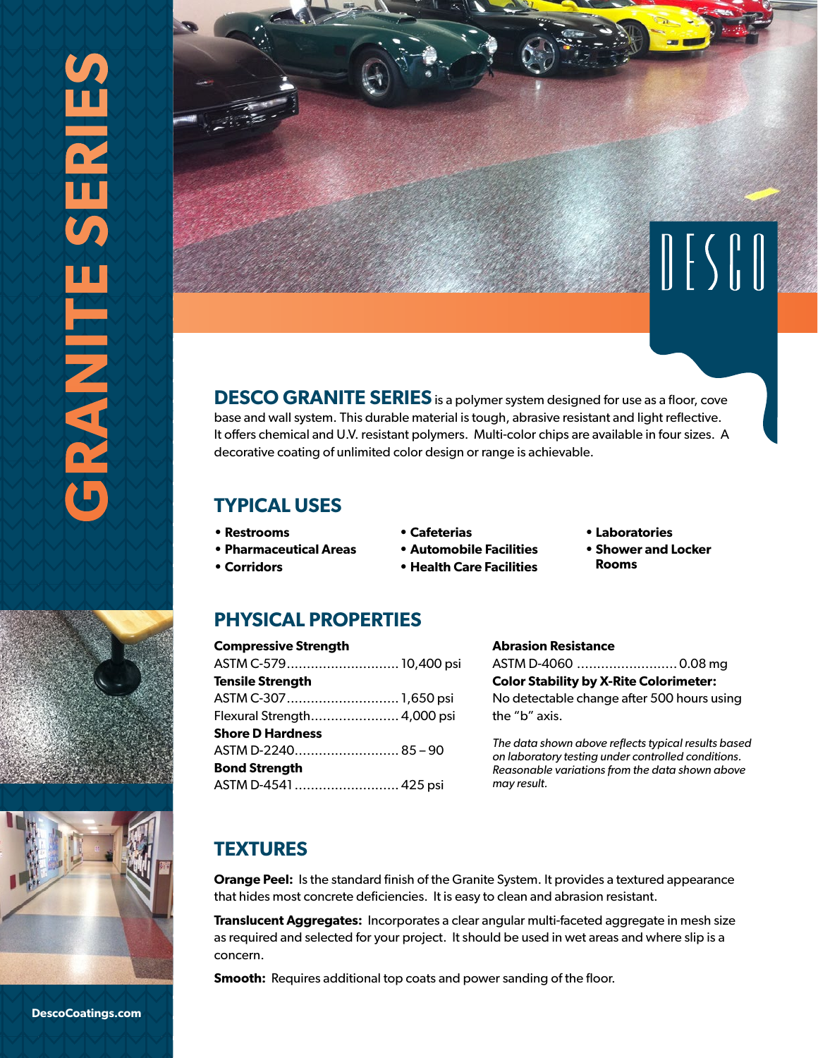# GRANITE SERIES

DESCO

**DESCO GRANITE SERIES** is a polymer system designed for use as a floor, cove base and wall system. This durable material is tough, abrasive resistant and light reflective. It offers chemical and U.V. resistant polymers. Multi-color chips are available in four sizes. A decorative coating of unlimited color design or range is achievable.

## TYPICAL USES

- **Restrooms**
- **Pharmaceutical Areas**
- **Corridors**
- **Cafeterias**
- **Automobile Facilities**
- **Health Care Facilities**
- **Laboratories**
- **Shower and Locker Rooms**

## PHYSICAL PROPERTIES

**Compressive Strength**
ASTM C-579............................ 10,400 psi

**Tensile Strength**
ASTM C-307............................ 1,650 psi
Flexural Strength...................... 4,000 psi

**Shore D Hardness**
ASTM D-2240.......................... 85 – 90

**Bond Strength**
ASTM D-4541 .......................... 425 psi

**Abrasion Resistance**
ASTM D-4060 ......................... 0.08 mg

**Color Stability by X-Rite Colorimeter:**
No detectable change after 500 hours using the "b" axis.

*The data shown above reflects typical results based on laboratory testing under controlled conditions. Reasonable variations from the data shown above may result.*

## TEXTURES

**Orange Peel:** Is the standard finish of the Granite System. It provides a textured appearance that hides most concrete deficiencies. It is easy to clean and abrasion resistant.

**Translucent Aggregates:** Incorporates a clear angular multi-faceted aggregate in mesh size as required and selected for your project. It should be used in wet areas and where slip is a concern.

**Smooth:** Requires additional top coats and power sanding of the floor.

DescoCoatings.com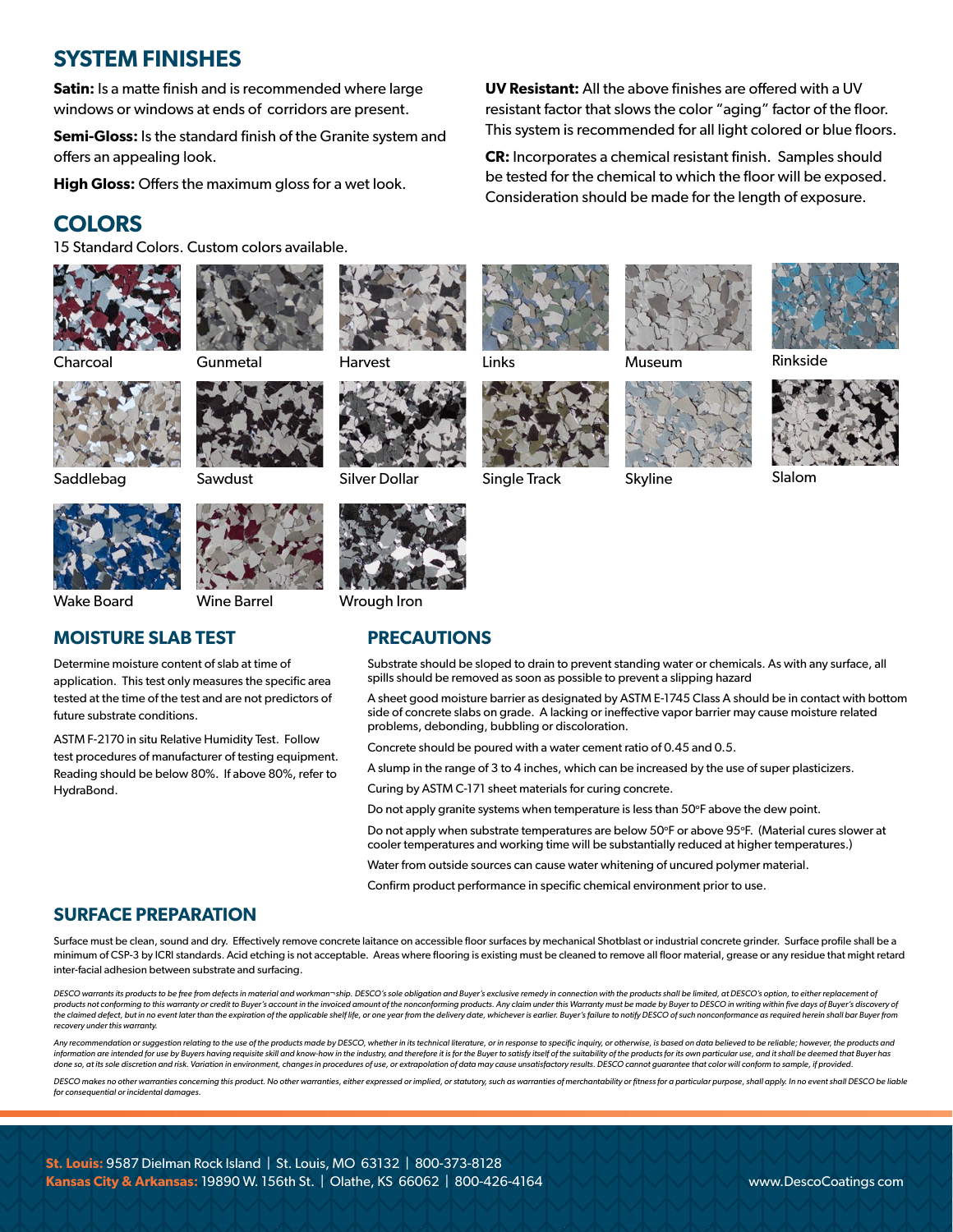## SYSTEM FINISHES

**Satin:** Is a matte finish and is recommended where large windows or windows at ends of corridors are present.

**Semi-Gloss:** Is the standard finish of the Granite system and offers an appealing look.

**High Gloss:** Offers the maximum gloss for a wet look.

**UV Resistant:** All the above finishes are offered with a UV resistant factor that slows the color "aging" factor of the floor. This system is recommended for all light colored or blue floors.

**CR:** Incorporates a chemical resistant finish. Samples should be tested for the chemical to which the floor will be exposed. Consideration should be made for the length of exposure.

## COLORS

15 Standard Colors. Custom colors available.

Charcoal

Gunmetal

Harvest

Links

Museum

Rinkside

Saddlebag

Sawdust

Silver Dollar

Single Track

Skyline

Slalom

Wake Board

Wine Barrel

Wrough Iron

## MOISTURE SLAB TEST

Determine moisture content of slab at time of application. This test only measures the specific area tested at the time of the test and are not predictors of future substrate conditions.

ASTM F-2170 in situ Relative Humidity Test. Follow test procedures of manufacturer of testing equipment. Reading should be below 80%. If above 80%, refer to HydraBond.

## PRECAUTIONS

Substrate should be sloped to drain to prevent standing water or chemicals. As with any surface, all spills should be removed as soon as possible to prevent a slipping hazard

A sheet good moisture barrier as designated by ASTM E-1745 Class A should be in contact with bottom side of concrete slabs on grade. A lacking or ineffective vapor barrier may cause moisture related problems, debonding, bubbling or discoloration.

Concrete should be poured with a water cement ratio of 0.45 and 0.5.

A slump in the range of 3 to 4 inches, which can be increased by the use of super plasticizers.

Curing by ASTM C-171 sheet materials for curing concrete.

Do not apply granite systems when temperature is less than 50°F above the dew point.

Do not apply when substrate temperatures are below 50°F or above 95°F. (Material cures slower at cooler temperatures and working time will be substantially reduced at higher temperatures.)

Water from outside sources can cause water whitening of uncured polymer material.

Confirm product performance in specific chemical environment prior to use.

## SURFACE PREPARATION

Surface must be clean, sound and dry. Effectively remove concrete laitance on accessible floor surfaces by mechanical Shotblast or industrial concrete grinder. Surface profile shall be a minimum of CSP-3 by ICRI standards. Acid etching is not acceptable. Areas where flooring is existing must be cleaned to remove all floor material, grease or any residue that might retard inter-facial adhesion between substrate and surfacing.

*DESCO warrants its products to be free from defects in material and workman¬ship. DESCO's sole obligation and Buyer's exclusive remedy in connection with the products shall be limited, at DESCO's option, to either replacement of products not conforming to this warranty or credit to Buyer's account in the invoiced amount of the nonconforming products. Any claim under this Warranty must be made by Buyer to DESCO in writing within five days of Buyer's discovery of the claimed defect, but in no event later than the expiration of the applicable shelf life, or one year from the delivery date, whichever is earlier. Buyer's failure to notify DESCO of such nonconformance as required herein shall bar Buyer from recovery under this warranty.*

*Any recommendation or suggestion relating to the use of the products made by DESCO, whether in its technical literature, or in response to specific inquiry, or otherwise, is based on data believed to be reliable; however, the products and information are intended for use by Buyers having requisite skill and know-how in the industry, and therefore it is for the Buyer to satisfy itself of the suitability of the products for its own particular use, and it shall be deemed that Buyer has done so, at its sole discretion and risk. Variation in environment, changes in procedures of use, or extrapolation of data may cause unsatisfactory results. DESCO cannot guarantee that color will conform to sample, if provided.*

*DESCO makes no other warranties concerning this product. No other warranties, either expressed or implied, or statutory, such as warranties of merchantability or fitness for a particular purpose, shall apply. In no event shall DESCO be liable for consequential or incidental damages.*

**St. Louis:** 9587 Dielman Rock Island | St. Louis, MO 63132 | 800-373-8128
**Kansas City & Arkansas:** 19890 W. 156th St. | Olathe, KS 66062 | 800-426-4164

www.DescoCoatings com